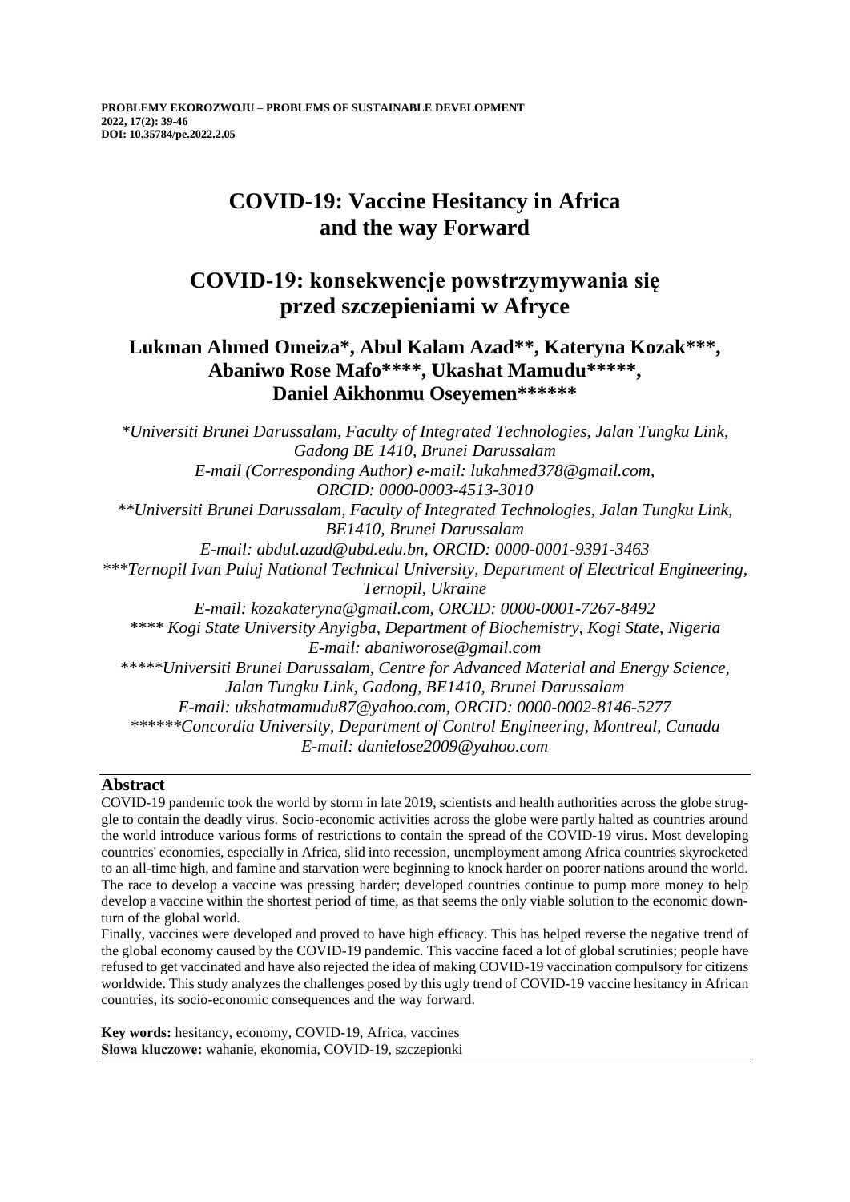# COVID-19: Vaccine Hesitancy in Africa and the way Forward

# COVID-19: konsekwencje powstrzymywania się przed szczepieniami w Afryce

**Lukman Ahmed Omeiza\*, Abul Kalam Azad\*\*, Kateryna Kozak\*\*\*, Abaniwo Rose Mafo\*\*\*\*, Ukashat Mamudu\*\*\*\*\*, Daniel Aikhonmu Oseyemen\*\*\*\*\*\***

*\*Universiti Brunei Darussalam, Faculty of Integrated Technologies, Jalan Tungku Link, Gadong BE 1410, Brunei Darussalam*
*E-mail (Corresponding Author) e-mail: lukahmed378@gmail.com, ORCID: 0000-0003-4513-3010*
*\*\*Universiti Brunei Darussalam, Faculty of Integrated Technologies, Jalan Tungku Link, BE1410, Brunei Darussalam*
*E-mail: abdul.azad@ubd.edu.bn, ORCID: 0000-0001-9391-3463*
*\*\*\*Ternopil Ivan Puluj National Technical University, Department of Electrical Engineering, Ternopil, Ukraine*
*E-mail: kozakateryna@gmail.com, ORCID: 0000-0001-7267-8492*
*\*\*\*\* Kogi State University Anyigba, Department of Biochemistry, Kogi State, Nigeria*
*E-mail: abaniworose@gmail.com*
*\*\*\*\*\*Universiti Brunei Darussalam, Centre for Advanced Material and Energy Science, Jalan Tungku Link, Gadong, BE1410, Brunei Darussalam*
*E-mail: ukshatmamudu87@yahoo.com, ORCID: 0000-0002-8146-5277*
*\*\*\*\*\*\*Concordia University, Department of Control Engineering, Montreal, Canada*
*E-mail: danielose2009@yahoo.com*

## Abstract

COVID-19 pandemic took the world by storm in late 2019, scientists and health authorities across the globe struggle to contain the deadly virus. Socio-economic activities across the globe were partly halted as countries around the world introduce various forms of restrictions to contain the spread of the COVID-19 virus. Most developing countries' economies, especially in Africa, slid into recession, unemployment among Africa countries skyrocketed to an all-time high, and famine and starvation were beginning to knock harder on poorer nations around the world. The race to develop a vaccine was pressing harder; developed countries continue to pump more money to help develop a vaccine within the shortest period of time, as that seems the only viable solution to the economic downturn of the global world.

Finally, vaccines were developed and proved to have high efficacy. This has helped reverse the negative trend of the global economy caused by the COVID-19 pandemic. This vaccine faced a lot of global scrutinies; people have refused to get vaccinated and have also rejected the idea of making COVID-19 vaccination compulsory for citizens worldwide. This study analyzes the challenges posed by this ugly trend of COVID-19 vaccine hesitancy in African countries, its socio-economic consequences and the way forward.

**Key words:** hesitancy, economy, COVID-19, Africa, vaccines
**Słowa kluczowe:** wahanie, ekonomia, COVID-19, szczepionki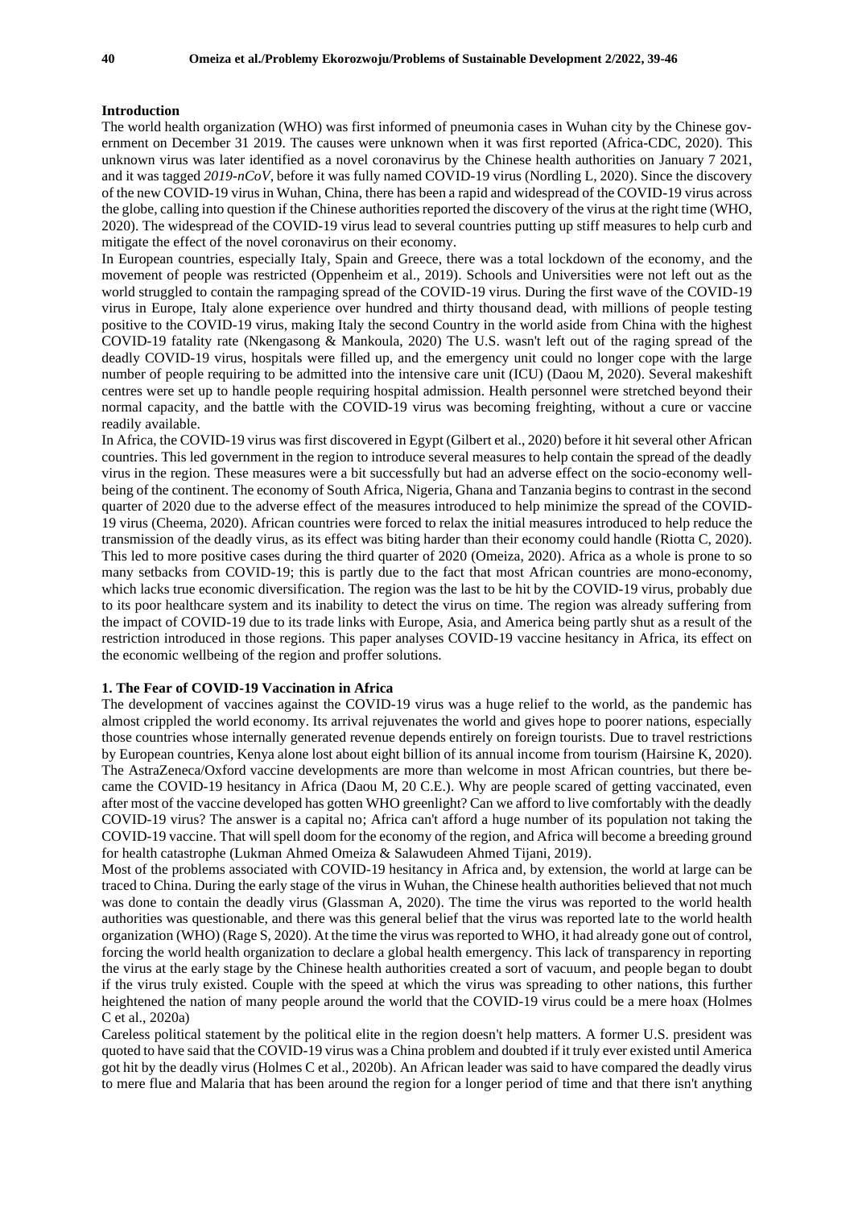## Introduction

The world health organization (WHO) was first informed of pneumonia cases in Wuhan city by the Chinese government on December 31 2019. The causes were unknown when it was first reported (Africa-CDC, 2020). This unknown virus was later identified as a novel coronavirus by the Chinese health authorities on January 7 2021, and it was tagged *2019-nCoV*, before it was fully named COVID-19 virus (Nordling L, 2020). Since the discovery of the new COVID-19 virus in Wuhan, China, there has been a rapid and widespread of the COVID-19 virus across the globe, calling into question if the Chinese authorities reported the discovery of the virus at the right time (WHO, 2020). The widespread of the COVID-19 virus lead to several countries putting up stiff measures to help curb and mitigate the effect of the novel coronavirus on their economy.

In European countries, especially Italy, Spain and Greece, there was a total lockdown of the economy, and the movement of people was restricted (Oppenheim et al., 2019). Schools and Universities were not left out as the world struggled to contain the rampaging spread of the COVID-19 virus. During the first wave of the COVID-19 virus in Europe, Italy alone experience over hundred and thirty thousand dead, with millions of people testing positive to the COVID-19 virus, making Italy the second Country in the world aside from China with the highest COVID-19 fatality rate (Nkengasong & Mankoula, 2020) The U.S. wasn't left out of the raging spread of the deadly COVID-19 virus, hospitals were filled up, and the emergency unit could no longer cope with the large number of people requiring to be admitted into the intensive care unit (ICU) (Daou M, 2020). Several makeshift centres were set up to handle people requiring hospital admission. Health personnel were stretched beyond their normal capacity, and the battle with the COVID-19 virus was becoming freighting, without a cure or vaccine readily available.

In Africa, the COVID-19 virus was first discovered in Egypt (Gilbert et al., 2020) before it hit several other African countries. This led government in the region to introduce several measures to help contain the spread of the deadly virus in the region. These measures were a bit successfully but had an adverse effect on the socio-economy well-being of the continent. The economy of South Africa, Nigeria, Ghana and Tanzania begins to contrast in the second quarter of 2020 due to the adverse effect of the measures introduced to help minimize the spread of the COVID-19 virus (Cheema, 2020). African countries were forced to relax the initial measures introduced to help reduce the transmission of the deadly virus, as its effect was biting harder than their economy could handle (Riotta C, 2020). This led to more positive cases during the third quarter of 2020 (Omeiza, 2020). Africa as a whole is prone to so many setbacks from COVID-19; this is partly due to the fact that most African countries are mono-economy, which lacks true economic diversification. The region was the last to be hit by the COVID-19 virus, probably due to its poor healthcare system and its inability to detect the virus on time. The region was already suffering from the impact of COVID-19 due to its trade links with Europe, Asia, and America being partly shut as a result of the restriction introduced in those regions. This paper analyses COVID-19 vaccine hesitancy in Africa, its effect on the economic wellbeing of the region and proffer solutions.

## 1. The Fear of COVID-19 Vaccination in Africa

The development of vaccines against the COVID-19 virus was a huge relief to the world, as the pandemic has almost crippled the world economy. Its arrival rejuvenates the world and gives hope to poorer nations, especially those countries whose internally generated revenue depends entirely on foreign tourists. Due to travel restrictions by European countries, Kenya alone lost about eight billion of its annual income from tourism (Hairsine K, 2020). The AstraZeneca/Oxford vaccine developments are more than welcome in most African countries, but there became the COVID-19 hesitancy in Africa (Daou M, 20 C.E.). Why are people scared of getting vaccinated, even after most of the vaccine developed has gotten WHO greenlight? Can we afford to live comfortably with the deadly COVID-19 virus? The answer is a capital no; Africa can't afford a huge number of its population not taking the COVID-19 vaccine. That will spell doom for the economy of the region, and Africa will become a breeding ground for health catastrophe (Lukman Ahmed Omeiza & Salawudeen Ahmed Tijani, 2019).

Most of the problems associated with COVID-19 hesitancy in Africa and, by extension, the world at large can be traced to China. During the early stage of the virus in Wuhan, the Chinese health authorities believed that not much was done to contain the deadly virus (Glassman A, 2020). The time the virus was reported to the world health authorities was questionable, and there was this general belief that the virus was reported late to the world health organization (WHO) (Rage S, 2020). At the time the virus was reported to WHO, it had already gone out of control, forcing the world health organization to declare a global health emergency. This lack of transparency in reporting the virus at the early stage by the Chinese health authorities created a sort of vacuum, and people began to doubt if the virus truly existed. Couple with the speed at which the virus was spreading to other nations, this further heightened the nation of many people around the world that the COVID-19 virus could be a mere hoax (Holmes C et al., 2020a)

Careless political statement by the political elite in the region doesn't help matters. A former U.S. president was quoted to have said that the COVID-19 virus was a China problem and doubted if it truly ever existed until America got hit by the deadly virus (Holmes C et al., 2020b). An African leader was said to have compared the deadly virus to mere flue and Malaria that has been around the region for a longer period of time and that there isn't anything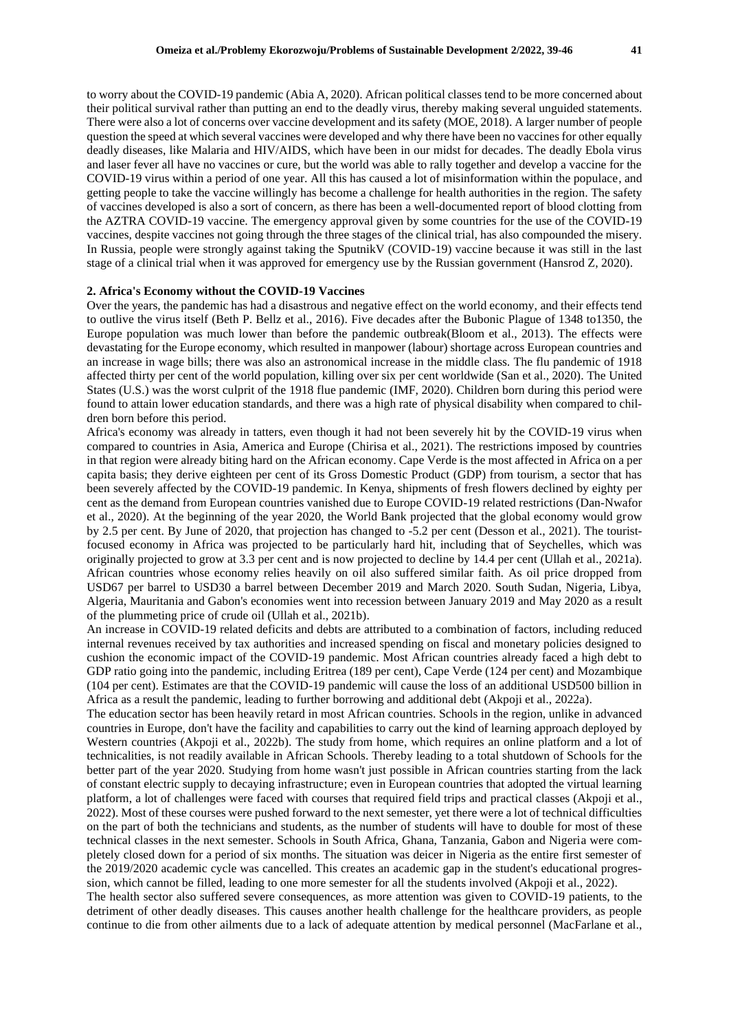to worry about the COVID-19 pandemic (Abia A, 2020). African political classes tend to be more concerned about their political survival rather than putting an end to the deadly virus, thereby making several unguided statements. There were also a lot of concerns over vaccine development and its safety (MOE, 2018). A larger number of people question the speed at which several vaccines were developed and why there have been no vaccines for other equally deadly diseases, like Malaria and HIV/AIDS, which have been in our midst for decades. The deadly Ebola virus and laser fever all have no vaccines or cure, but the world was able to rally together and develop a vaccine for the COVID-19 virus within a period of one year. All this has caused a lot of misinformation within the populace, and getting people to take the vaccine willingly has become a challenge for health authorities in the region. The safety of vaccines developed is also a sort of concern, as there has been a well-documented report of blood clotting from the AZTRA COVID-19 vaccine. The emergency approval given by some countries for the use of the COVID-19 vaccines, despite vaccines not going through the three stages of the clinical trial, has also compounded the misery. In Russia, people were strongly against taking the SputnikV (COVID-19) vaccine because it was still in the last stage of a clinical trial when it was approved for emergency use by the Russian government (Hansrod Z, 2020).

## 2. Africa's Economy without the COVID-19 Vaccines

Over the years, the pandemic has had a disastrous and negative effect on the world economy, and their effects tend to outlive the virus itself (Beth P. Bellz et al., 2016). Five decades after the Bubonic Plague of 1348 to1350, the Europe population was much lower than before the pandemic outbreak(Bloom et al., 2013). The effects were devastating for the Europe economy, which resulted in manpower (labour) shortage across European countries and an increase in wage bills; there was also an astronomical increase in the middle class. The flu pandemic of 1918 affected thirty per cent of the world population, killing over six per cent worldwide (San et al., 2020). The United States (U.S.) was the worst culprit of the 1918 flue pandemic (IMF, 2020). Children born during this period were found to attain lower education standards, and there was a high rate of physical disability when compared to children born before this period.

Africa's economy was already in tatters, even though it had not been severely hit by the COVID-19 virus when compared to countries in Asia, America and Europe (Chirisa et al., 2021). The restrictions imposed by countries in that region were already biting hard on the African economy. Cape Verde is the most affected in Africa on a per capita basis; they derive eighteen per cent of its Gross Domestic Product (GDP) from tourism, a sector that has been severely affected by the COVID-19 pandemic. In Kenya, shipments of fresh flowers declined by eighty per cent as the demand from European countries vanished due to Europe COVID-19 related restrictions (Dan-Nwafor et al., 2020). At the beginning of the year 2020, the World Bank projected that the global economy would grow by 2.5 per cent. By June of 2020, that projection has changed to -5.2 per cent (Desson et al., 2021). The tourist-focused economy in Africa was projected to be particularly hard hit, including that of Seychelles, which was originally projected to grow at 3.3 per cent and is now projected to decline by 14.4 per cent (Ullah et al., 2021a). African countries whose economy relies heavily on oil also suffered similar faith. As oil price dropped from USD67 per barrel to USD30 a barrel between December 2019 and March 2020. South Sudan, Nigeria, Libya, Algeria, Mauritania and Gabon's economies went into recession between January 2019 and May 2020 as a result of the plummeting price of crude oil (Ullah et al., 2021b).

An increase in COVID-19 related deficits and debts are attributed to a combination of factors, including reduced internal revenues received by tax authorities and increased spending on fiscal and monetary policies designed to cushion the economic impact of the COVID-19 pandemic. Most African countries already faced a high debt to GDP ratio going into the pandemic, including Eritrea (189 per cent), Cape Verde (124 per cent) and Mozambique (104 per cent). Estimates are that the COVID-19 pandemic will cause the loss of an additional USD500 billion in Africa as a result the pandemic, leading to further borrowing and additional debt (Akpoji et al., 2022a).

The education sector has been heavily retard in most African countries. Schools in the region, unlike in advanced countries in Europe, don't have the facility and capabilities to carry out the kind of learning approach deployed by Western countries (Akpoji et al., 2022b). The study from home, which requires an online platform and a lot of technicalities, is not readily available in African Schools. Thereby leading to a total shutdown of Schools for the better part of the year 2020. Studying from home wasn't just possible in African countries starting from the lack of constant electric supply to decaying infrastructure; even in European countries that adopted the virtual learning platform, a lot of challenges were faced with courses that required field trips and practical classes (Akpoji et al., 2022). Most of these courses were pushed forward to the next semester, yet there were a lot of technical difficulties on the part of both the technicians and students, as the number of students will have to double for most of these technical classes in the next semester. Schools in South Africa, Ghana, Tanzania, Gabon and Nigeria were completely closed down for a period of six months. The situation was deicer in Nigeria as the entire first semester of the 2019/2020 academic cycle was cancelled. This creates an academic gap in the student's educational progression, which cannot be filled, leading to one more semester for all the students involved (Akpoji et al., 2022).

The health sector also suffered severe consequences, as more attention was given to COVID-19 patients, to the detriment of other deadly diseases. This causes another health challenge for the healthcare providers, as people continue to die from other ailments due to a lack of adequate attention by medical personnel (MacFarlane et al.,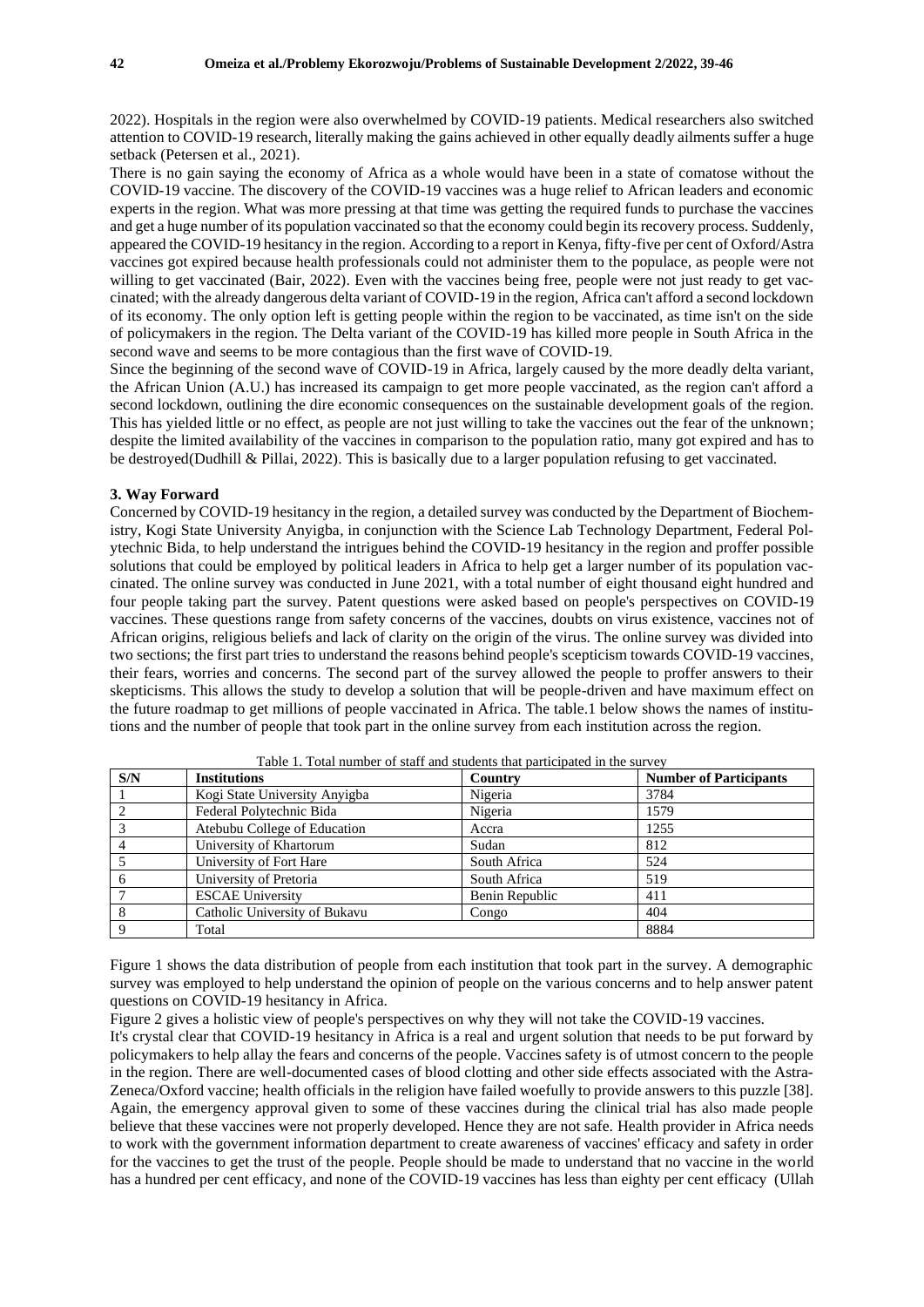2022). Hospitals in the region were also overwhelmed by COVID-19 patients. Medical researchers also switched attention to COVID-19 research, literally making the gains achieved in other equally deadly ailments suffer a huge setback (Petersen et al., 2021).

There is no gain saying the economy of Africa as a whole would have been in a state of comatose without the COVID-19 vaccine. The discovery of the COVID-19 vaccines was a huge relief to African leaders and economic experts in the region. What was more pressing at that time was getting the required funds to purchase the vaccines and get a huge number of its population vaccinated so that the economy could begin its recovery process. Suddenly, appeared the COVID-19 hesitancy in the region. According to a report in Kenya, fifty-five per cent of Oxford/Astra vaccines got expired because health professionals could not administer them to the populace, as people were not willing to get vaccinated (Bair, 2022). Even with the vaccines being free, people were not just ready to get vaccinated; with the already dangerous delta variant of COVID-19 in the region, Africa can't afford a second lockdown of its economy. The only option left is getting people within the region to be vaccinated, as time isn't on the side of policymakers in the region. The Delta variant of the COVID-19 has killed more people in South Africa in the second wave and seems to be more contagious than the first wave of COVID-19.

Since the beginning of the second wave of COVID-19 in Africa, largely caused by the more deadly delta variant, the African Union (A.U.) has increased its campaign to get more people vaccinated, as the region can't afford a second lockdown, outlining the dire economic consequences on the sustainable development goals of the region. This has yielded little or no effect, as people are not just willing to take the vaccines out the fear of the unknown; despite the limited availability of the vaccines in comparison to the population ratio, many got expired and has to be destroyed(Dudhill & Pillai, 2022). This is basically due to a larger population refusing to get vaccinated.

## 3. Way Forward

Concerned by COVID-19 hesitancy in the region, a detailed survey was conducted by the Department of Biochemistry, Kogi State University Anyigba, in conjunction with the Science Lab Technology Department, Federal Polytechnic Bida, to help understand the intrigues behind the COVID-19 hesitancy in the region and proffer possible solutions that could be employed by political leaders in Africa to help get a larger number of its population vaccinated. The online survey was conducted in June 2021, with a total number of eight thousand eight hundred and four people taking part the survey. Patent questions were asked based on people's perspectives on COVID-19 vaccines. These questions range from safety concerns of the vaccines, doubts on virus existence, vaccines not of African origins, religious beliefs and lack of clarity on the origin of the virus. The online survey was divided into two sections; the first part tries to understand the reasons behind people's scepticism towards COVID-19 vaccines, their fears, worries and concerns. The second part of the survey allowed the people to proffer answers to their skepticisms. This allows the study to develop a solution that will be people-driven and have maximum effect on the future roadmap to get millions of people vaccinated in Africa. The table.1 below shows the names of institutions and the number of people that took part in the online survey from each institution across the region.

Table 1. Total number of staff and students that participated in the survey

| S/N | Institutions | Country | Number of Participants |
|---|---|---|---|
| 1 | Kogi State University Anyigba | Nigeria | 3784 |
| 2 | Federal Polytechnic Bida | Nigeria | 1579 |
| 3 | Atebubu College of Education | Accra | 1255 |
| 4 | University of Khartorum | Sudan | 812 |
| 5 | University of Fort Hare | South Africa | 524 |
| 6 | University of Pretoria | South Africa | 519 |
| 7 | ESCAE University | Benin Republic | 411 |
| 8 | Catholic University of Bukavu | Congo | 404 |
| 9 | Total | | 8884 |

Figure 1 shows the data distribution of people from each institution that took part in the survey. A demographic survey was employed to help understand the opinion of people on the various concerns and to help answer patent questions on COVID-19 hesitancy in Africa.

Figure 2 gives a holistic view of people's perspectives on why they will not take the COVID-19 vaccines.

It's crystal clear that COVID-19 hesitancy in Africa is a real and urgent solution that needs to be put forward by policymakers to help allay the fears and concerns of the people. Vaccines safety is of utmost concern to the people in the region. There are well-documented cases of blood clotting and other side effects associated with the Astra-Zeneca/Oxford vaccine; health officials in the religion have failed woefully to provide answers to this puzzle [38]. Again, the emergency approval given to some of these vaccines during the clinical trial has also made people believe that these vaccines were not properly developed. Hence they are not safe. Health provider in Africa needs to work with the government information department to create awareness of vaccines' efficacy and safety in order for the vaccines to get the trust of the people. People should be made to understand that no vaccine in the world has a hundred per cent efficacy, and none of the COVID-19 vaccines has less than eighty per cent efficacy (Ullah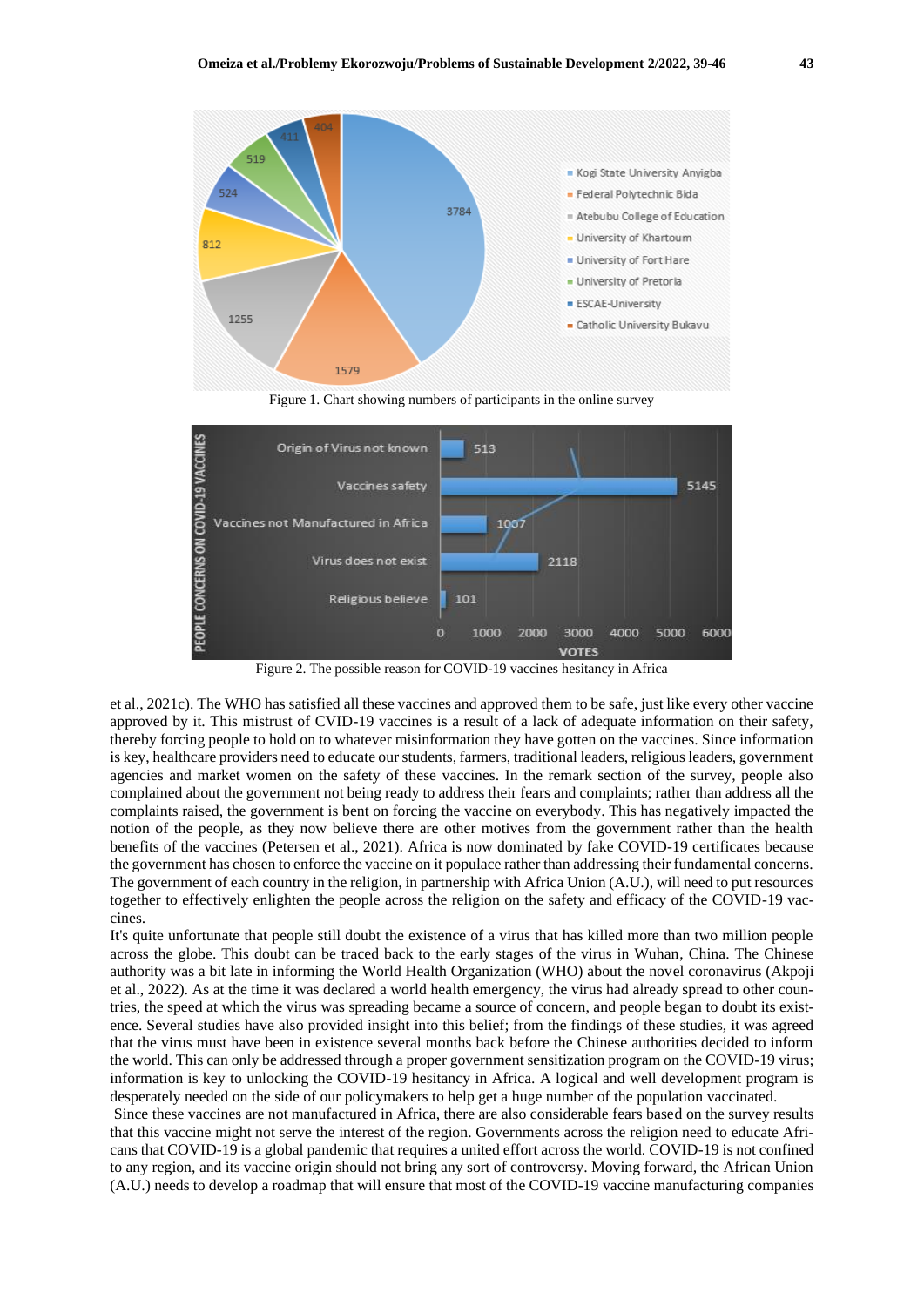Figure 1. Chart showing numbers of participants in the online survey

Figure 2. The possible reason for COVID-19 vaccines hesitancy in Africa

et al., 2021c). The WHO has satisfied all these vaccines and approved them to be safe, just like every other vaccine approved by it. This mistrust of CVID-19 vaccines is a result of a lack of adequate information on their safety, thereby forcing people to hold on to whatever misinformation they have gotten on the vaccines. Since information is key, healthcare providers need to educate our students, farmers, traditional leaders, religious leaders, government agencies and market women on the safety of these vaccines. In the remark section of the survey, people also complained about the government not being ready to address their fears and complaints; rather than address all the complaints raised, the government is bent on forcing the vaccine on everybody. This has negatively impacted the notion of the people, as they now believe there are other motives from the government rather than the health benefits of the vaccines (Petersen et al., 2021). Africa is now dominated by fake COVID-19 certificates because the government has chosen to enforce the vaccine on it populace rather than addressing their fundamental concerns. The government of each country in the religion, in partnership with Africa Union (A.U.), will need to put resources together to effectively enlighten the people across the religion on the safety and efficacy of the COVID-19 vaccines.

It's quite unfortunate that people still doubt the existence of a virus that has killed more than two million people across the globe. This doubt can be traced back to the early stages of the virus in Wuhan, China. The Chinese authority was a bit late in informing the World Health Organization (WHO) about the novel coronavirus (Akpoji et al., 2022). As at the time it was declared a world health emergency, the virus had already spread to other countries, the speed at which the virus was spreading became a source of concern, and people began to doubt its existence. Several studies have also provided insight into this belief; from the findings of these studies, it was agreed that the virus must have been in existence several months back before the Chinese authorities decided to inform the world. This can only be addressed through a proper government sensitization program on the COVID-19 virus; information is key to unlocking the COVID-19 hesitancy in Africa. A logical and well development program is desperately needed on the side of our policymakers to help get a huge number of the population vaccinated.

Since these vaccines are not manufactured in Africa, there are also considerable fears based on the survey results that this vaccine might not serve the interest of the region. Governments across the religion need to educate Africans that COVID-19 is a global pandemic that requires a united effort across the world. COVID-19 is not confined to any region, and its vaccine origin should not bring any sort of controversy. Moving forward, the African Union (A.U.) needs to develop a roadmap that will ensure that most of the COVID-19 vaccine manufacturing companies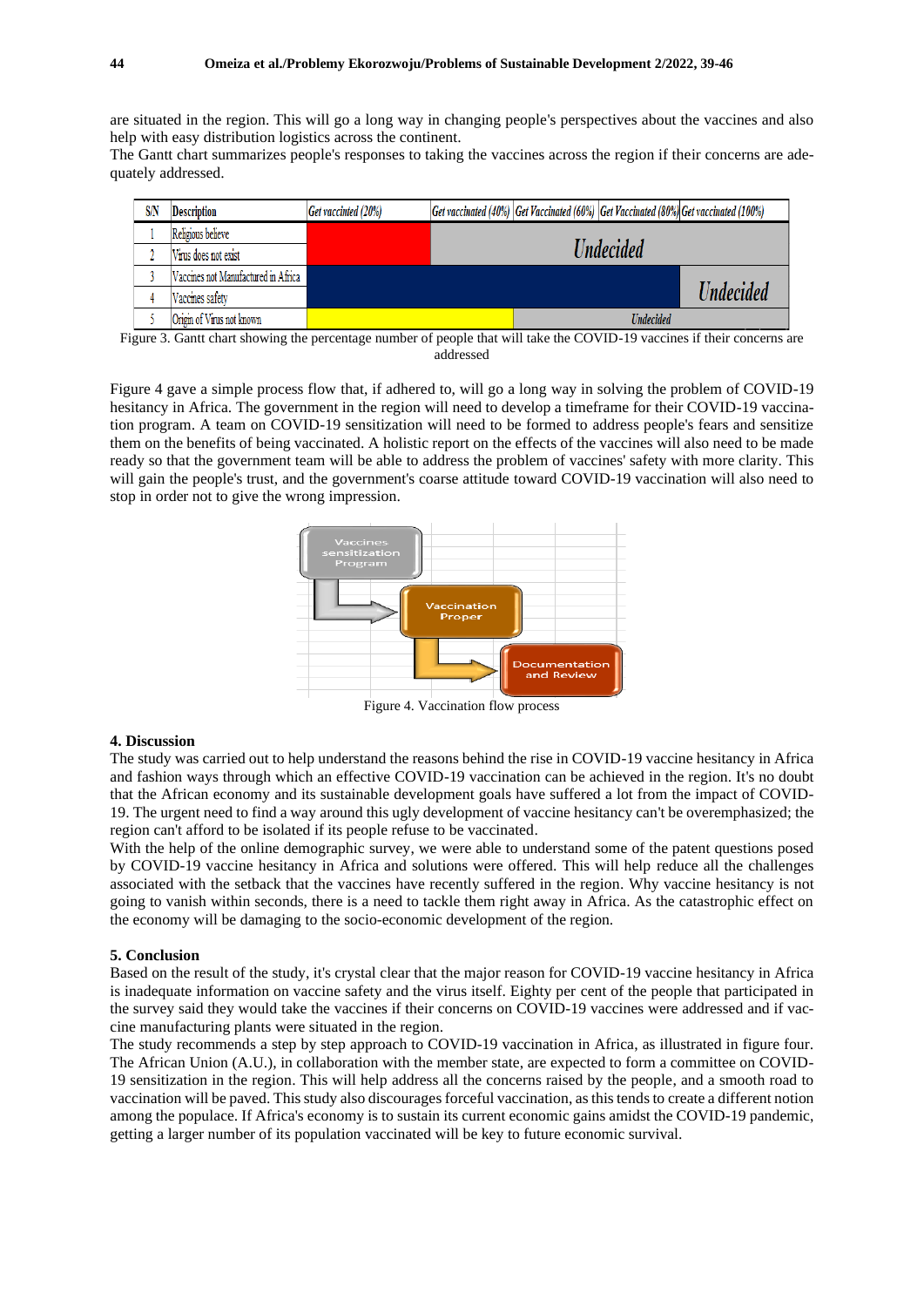are situated in the region. This will go a long way in changing people's perspectives about the vaccines and also help with easy distribution logistics across the continent.

The Gantt chart summarizes people's responses to taking the vaccines across the region if their concerns are adequately addressed.

| S/N | Description | Get vaccinated (20%) | Get vaccinated (40%) | Get Vaccinated (60%) | Get Vaccinated (80%) | Get vaccinated (100%) |
|---|---|---|---|---|---|---|
| 1 | Religious believe | | Undecided | | | |
| 2 | Virus does not exist | | | | | |
| 3 | Vaccines not Manufactured in Africa | | | | | Undecided |
| 4 | Vaccines safety | | | | | |
| 5 | Origin of Virus not known | | | Undecided | | |

Figure 3. Gantt chart showing the percentage number of people that will take the COVID-19 vaccines if their concerns are addressed

Figure 4 gave a simple process flow that, if adhered to, will go a long way in solving the problem of COVID-19 hesitancy in Africa. The government in the region will need to develop a timeframe for their COVID-19 vaccination program. A team on COVID-19 sensitization will need to be formed to address people's fears and sensitize them on the benefits of being vaccinated. A holistic report on the effects of the vaccines will also need to be made ready so that the government team will be able to address the problem of vaccines' safety with more clarity. This will gain the people's trust, and the government's coarse attitude toward COVID-19 vaccination will also need to stop in order not to give the wrong impression.

Vaccines sensitization Program → Vaccination Proper → Documentation and Review

Figure 4. Vaccination flow process

## 4. Discussion

The study was carried out to help understand the reasons behind the rise in COVID-19 vaccine hesitancy in Africa and fashion ways through which an effective COVID-19 vaccination can be achieved in the region. It's no doubt that the African economy and its sustainable development goals have suffered a lot from the impact of COVID-19. The urgent need to find a way around this ugly development of vaccine hesitancy can't be overemphasized; the region can't afford to be isolated if its people refuse to be vaccinated.

With the help of the online demographic survey, we were able to understand some of the patent questions posed by COVID-19 vaccine hesitancy in Africa and solutions were offered. This will help reduce all the challenges associated with the setback that the vaccines have recently suffered in the region. Why vaccine hesitancy is not going to vanish within seconds, there is a need to tackle them right away in Africa. As the catastrophic effect on the economy will be damaging to the socio-economic development of the region.

## 5. Conclusion

Based on the result of the study, it's crystal clear that the major reason for COVID-19 vaccine hesitancy in Africa is inadequate information on vaccine safety and the virus itself. Eighty per cent of the people that participated in the survey said they would take the vaccines if their concerns on COVID-19 vaccines were addressed and if vaccine manufacturing plants were situated in the region.

The study recommends a step by step approach to COVID-19 vaccination in Africa, as illustrated in figure four. The African Union (A.U.), in collaboration with the member state, are expected to form a committee on COVID-19 sensitization in the region. This will help address all the concerns raised by the people, and a smooth road to vaccination will be paved. This study also discourages forceful vaccination, as this tends to create a different notion among the populace. If Africa's economy is to sustain its current economic gains amidst the COVID-19 pandemic, getting a larger number of its population vaccinated will be key to future economic survival.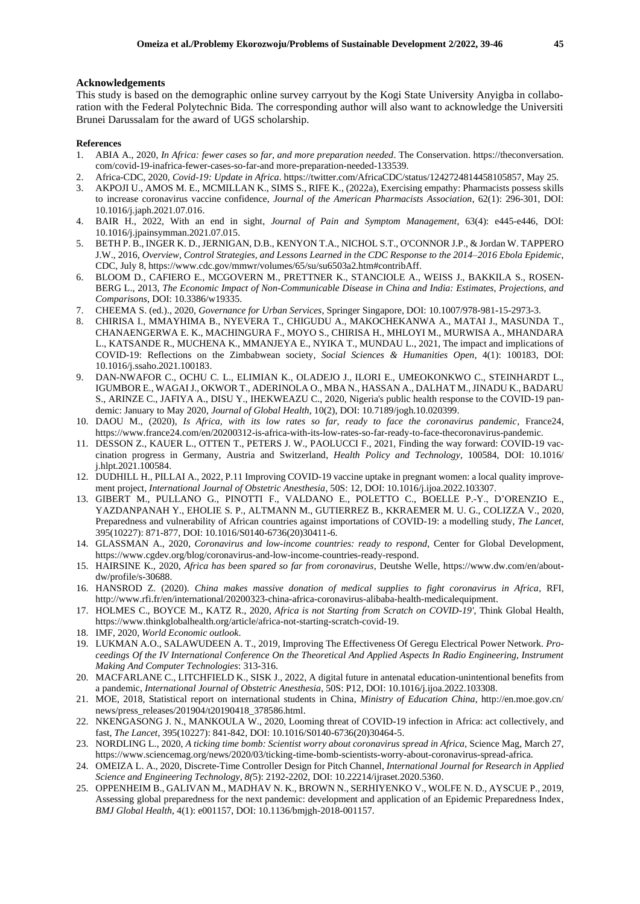**Acknowledgements**

This study is based on the demographic online survey carryout by the Kogi State University Anyigba in collaboration with the Federal Polytechnic Bida. The corresponding author will also want to acknowledge the Universiti Brunei Darussalam for the award of UGS scholarship.

**References**

1. ABIA A., 2020, *In Africa: fewer cases so far, and more preparation needed*. The Conservation. https://theconversation.com/covid-19-inafrica-fewer-cases-so-far-and more-preparation-needed-133539.
2. Africa-CDC, 2020, *Covid-19: Update in Africa*. https://twitter.com/AfricaCDC/status/1242724814458105857, May 25.
3. AKPOJI U., AMOS M. E., MCMILLAN K., SIMS S., RIFE K., (2022a), Exercising empathy: Pharmacists possess skills to increase coronavirus vaccine confidence, *Journal of the American Pharmacists Association*, 62(1): 296-301, DOI: 10.1016/j.japh.2021.07.016.
4. BAIR H., 2022, With an end in sight, *Journal of Pain and Symptom Management*, 63(4): e445-e446, DOI: 10.1016/j.jpainsymman.2021.07.015.
5. BETH P. B., INGER K. D., JERNIGAN, D.B., KENYON T.A., NICHOL S.T., O'CONNOR J.P., & Jordan W. TAPPERO J.W., 2016, *Overview, Control Strategies, and Lessons Learned in the CDC Response to the 2014–2016 Ebola Epidemic*, CDC, July 8, https://www.cdc.gov/mmwr/volumes/65/su/su6503a2.htm#contribAff.
6. BLOOM D., CAFIERO E., MCGOVERN M., PRETTNER K., STANCIOLE A., WEISS J., BAKKILA S., ROSENBERG L., 2013, *The Economic Impact of Non-Communicable Disease in China and India: Estimates, Projections, and Comparisons*, DOI: 10.3386/w19335.
7. CHEEMA S. (ed.)., 2020, *Governance for Urban Services*, Springer Singapore, DOI: 10.1007/978-981-15-2973-3.
8. CHIRISA I., MMAYHIMA B., NYEVERA T., CHIGUDU A., MAKOCHEKANWA A., MATAI J., MASUNDA T., CHANAENGERWA E. K., MACHINGURA F., MOYO S., CHIRISA H., MHLOYI M., MURWISA A., MHANDARA L., KATSANDE R., MUCHENA K., MMANJEYA E., NYIKA T., MUNDAU L., 2021, The impact and implications of COVID-19: Reflections on the Zimbabwean society, *Social Sciences & Humanities Open*, 4(1): 100183, DOI: 10.1016/j.ssaho.2021.100183.
9. DAN-NWAFOR C., OCHU C. L., ELIMIAN K., OLADEJO J., ILORI E., UMEOKONKWO C., STEINHARDT L., IGUMBOR E., WAGAI J., OKWOR T., ADERINOLA O., MBA N., HASSAN A., DALHAT M., JINADU K., BADARU S., ARINZE C., JAFIYA A., DISU Y., IHEKWEAZU C., 2020, Nigeria's public health response to the COVID-19 pandemic: January to May 2020, *Journal of Global Health*, 10(2), DOI: 10.7189/jogh.10.020399.
10. DAOU M., (2020), *Is Africa, with its low rates so far, ready to face the coronavirus pandemic*, France24, https://www.france24.com/en/20200312-is-africa-with-its-low-rates-so-far-ready-to-face-thecoronavirus-pandemic.
11. DESSON Z., KAUER L., OTTEN T., PETERS J. W., PAOLUCCI F., 2021, Finding the way forward: COVID-19 vaccination progress in Germany, Austria and Switzerland, *Health Policy and Technology*, 100584, DOI: 10.1016/j.hlpt.2021.100584.
12. DUDHILL H., PILLAI A., 2022, P.11 Improving COVID-19 vaccine uptake in pregnant women: a local quality improvement project, *International Journal of Obstetric Anesthesia*, 50S: 12, DOI: 10.1016/j.ijoa.2022.103307.
13. GIBERT M., PULLANO G., PINOTTI F., VALDANO E., POLETTO C., BOELLE P.-Y., D'ORENZIO E., YAZDANPANAH Y., EHOLIE S. P., ALTMANN M., GUTIERREZ B., KKRAEMER M. U. G., COLIZZA V., 2020, Preparedness and vulnerability of African countries against importations of COVID-19: a modelling study, *The Lancet*, 395(10227): 871-877, DOI: 10.1016/S0140-6736(20)30411-6.
14. GLASSMAN A., 2020, *Coronavirus and low-income countries: ready to respond*, Center for Global Development, https://www.cgdev.org/blog/coronavirus-and-low-income-countries-ready-respond.
15. HAIRSINE K., 2020, *Africa has been spared so far from coronavirus*, Deutshe Welle, https://www.dw.com/en/about-dw/profile/s-30688.
16. HANSROD Z. (2020). *China makes massive donation of medical supplies to fight coronavirus in Africa*, RFI, http://www.rfi.fr/en/international/20200323-china-africa-coronavirus-alibaba-health-medicalequipment.
17. HOLMES C., BOYCE M., KATZ R., 2020, *Africa is not Starting from Scratch on COVID-19'*, Think Global Health, https://www.thinkglobalhealth.org/article/africa-not-starting-scratch-covid-19.
18. IMF, 2020, *World Economic outlook*.
19. LUKMAN A.O., SALAWUDEEN A. T., 2019, Improving The Effectiveness Of Geregu Electrical Power Network. *Proceedings Of the IV International Conference On the Theoretical And Applied Aspects In Radio Engineering, Instrument Making And Computer Technologies*: 313-316.
20. MACFARLANE C., LITCHFIELD K., SISK J., 2022, A digital future in antenatal education-unintentional benefits from a pandemic, *International Journal of Obstetric Anesthesia*, 50S: P12, DOI: 10.1016/j.ijoa.2022.103308.
21. MOE, 2018, Statistical report on international students in China, *Ministry of Education China*, http://en.moe.gov.cn/news/press_releases/201904/t20190418_378586.html.
22. NKENGASONG J. N., MANKOULA W., 2020, Looming threat of COVID-19 infection in Africa: act collectively, and fast, *The Lancet*, 395(10227): 841-842, DOI: 10.1016/S0140-6736(20)30464-5.
23. NORDLING L., 2020, *A ticking time bomb: Scientist worry about coronavirus spread in Africa*, Science Mag, March 27, https://www.sciencemag.org/news/2020/03/ticking-time-bomb-scientists-worry-about-coronavirus-spread-africa.
24. OMEIZA L. A., 2020, Discrete-Time Controller Design for Pitch Channel, *International Journal for Research in Applied Science and Engineering Technology*, *8(*5): 2192-2202, DOI: 10.22214/ijraset.2020.5360.
25. OPPENHEIM B., GALIVAN M., MADHAV N. K., BROWN N., SERHIYENKO V., WOLFE N. D., AYSCUE P., 2019, Assessing global preparedness for the next pandemic: development and application of an Epidemic Preparedness Index, *BMJ Global Health*, 4(1): e001157, DOI: 10.1136/bmjgh-2018-001157.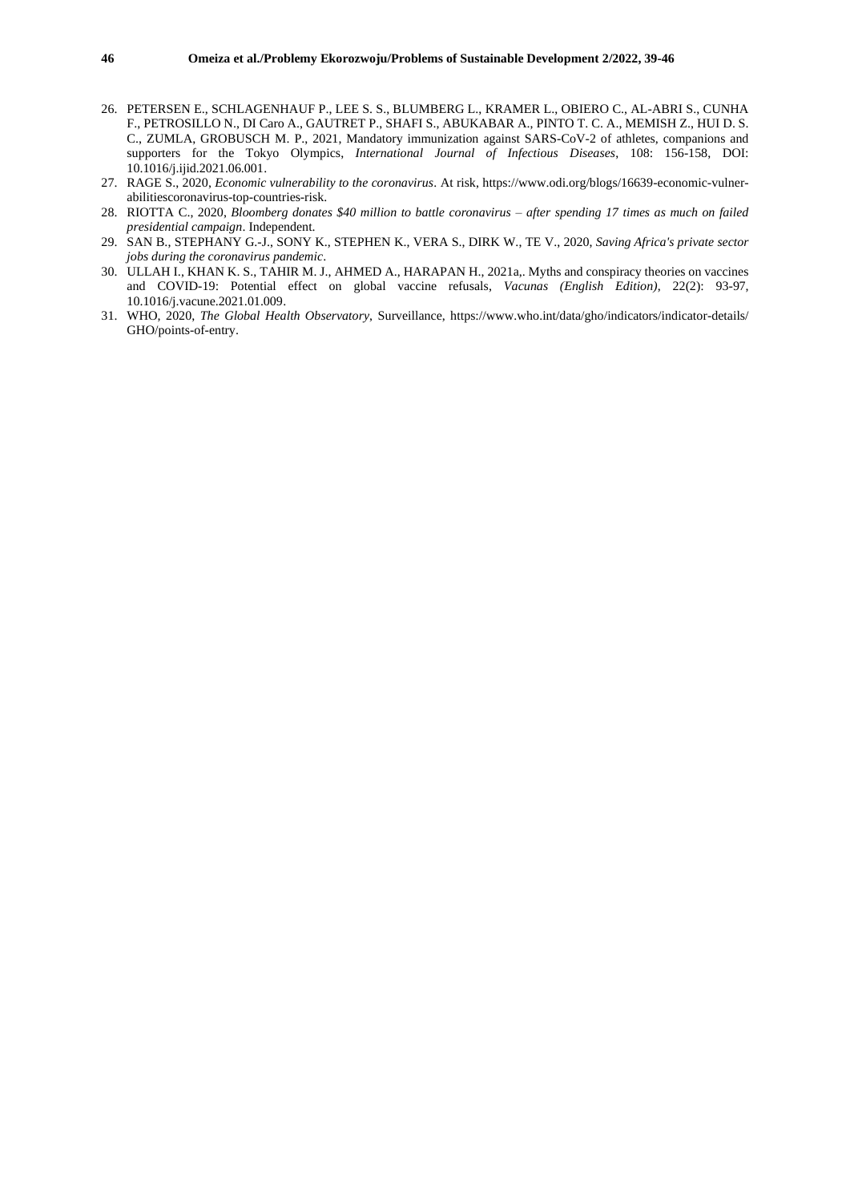26. PETERSEN E., SCHLAGENHAUF P., LEE S. S., BLUMBERG L., KRAMER L., OBIERO C., AL-ABRI S., CUNHA F., PETROSILLO N., DI Caro A., GAUTRET P., SHAFI S., ABUKABAR A., PINTO T. C. A., MEMISH Z., HUI D. S. C., ZUMLA, GROBUSCH M. P., 2021, Mandatory immunization against SARS-CoV-2 of athletes, companions and supporters for the Tokyo Olympics, *International Journal of Infectious Diseases*, 108: 156-158, DOI: 10.1016/j.ijid.2021.06.001.
27. RAGE S., 2020, *Economic vulnerability to the coronavirus*. At risk, https://www.odi.org/blogs/16639-economic-vulnerabilitiescoronavirus-top-countries-risk.
28. RIOTTA C., 2020, *Bloomberg donates $40 million to battle coronavirus – after spending 17 times as much on failed presidential campaign*. Independent.
29. SAN B., STEPHANY G.-J., SONY K., STEPHEN K., VERA S., DIRK W., TE V., 2020, *Saving Africa's private sector jobs during the coronavirus pandemic*.
30. ULLAH I., KHAN K. S., TAHIR M. J., AHMED A., HARAPAN H., 2021a,. Myths and conspiracy theories on vaccines and COVID-19: Potential effect on global vaccine refusals, *Vacunas (English Edition)*, 22(2): 93-97, 10.1016/j.vacune.2021.01.009.
31. WHO, 2020, *The Global Health Observatory*, Surveillance, https://www.who.int/data/gho/indicators/indicator-details/GHO/points-of-entry.